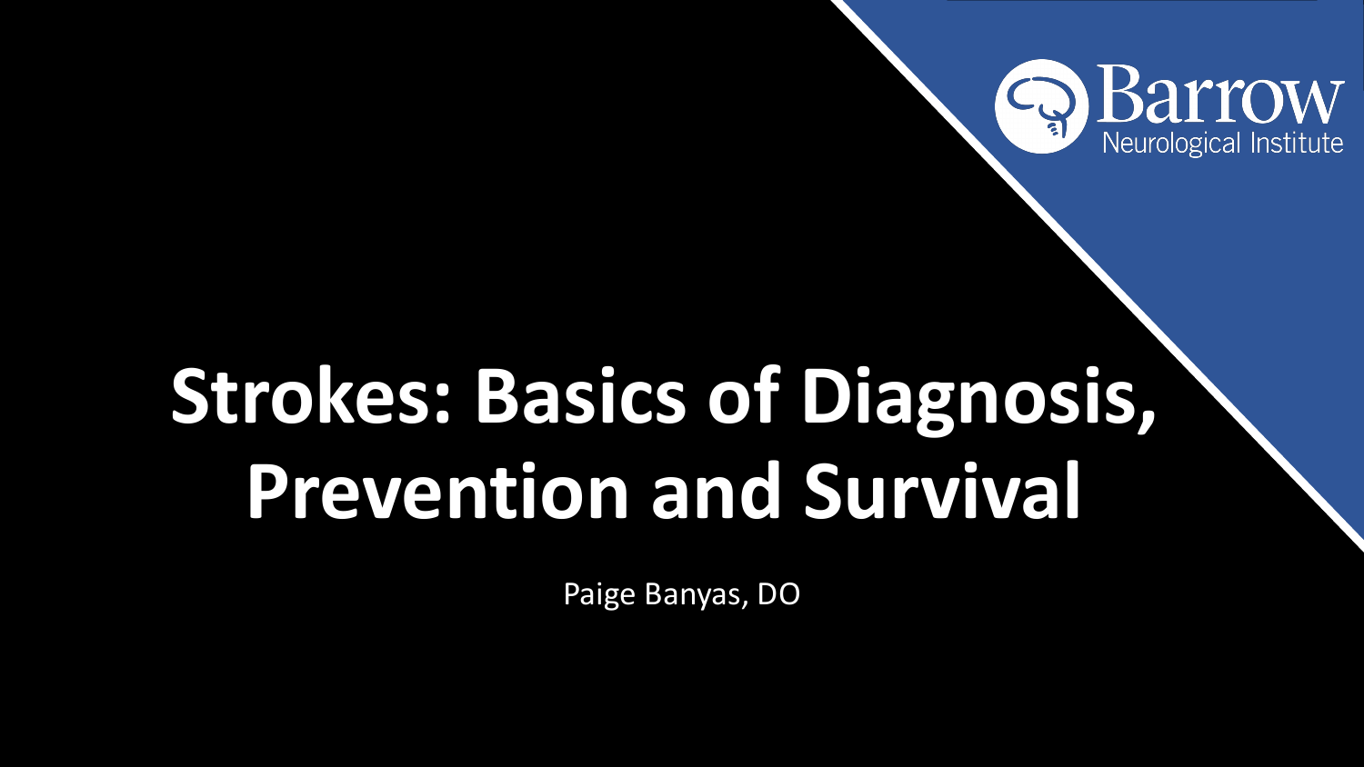Barrow Neurological Institute

# Strokes: Basics of Diagnosis, Prevention and Survival

Paige Banyas, DO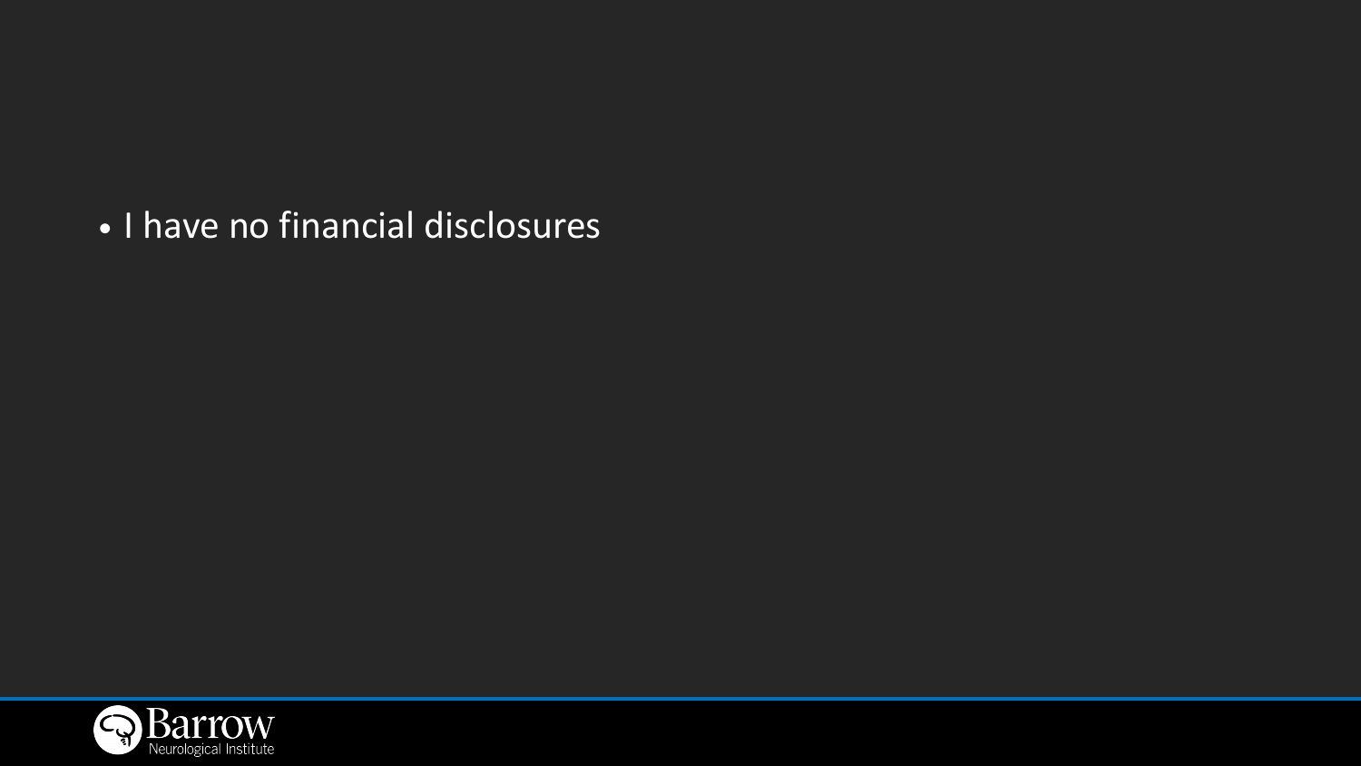- I have no financial disclosures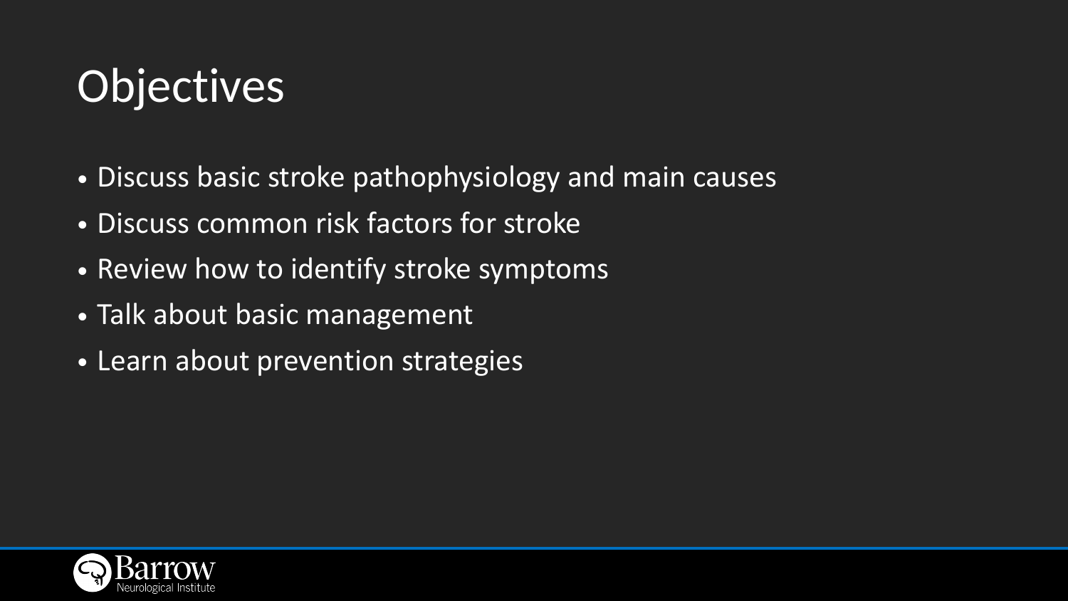# Objectives

- Discuss basic stroke pathophysiology and main causes
- Discuss common risk factors for stroke
- Review how to identify stroke symptoms
- Talk about basic management
- Learn about prevention strategies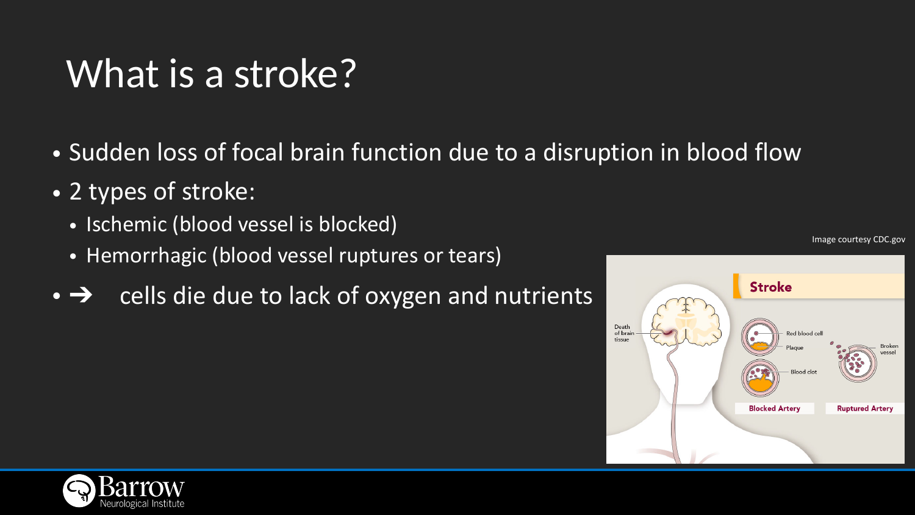# What is a stroke?

- Sudden loss of focal brain function due to a disruption in blood flow
- 2 types of stroke:
  - Ischemic (blood vessel is blocked)
  - Hemorrhagic (blood vessel ruptures or tears)
- ➔ cells die due to lack of oxygen and nutrients

Image courtesy CDC.gov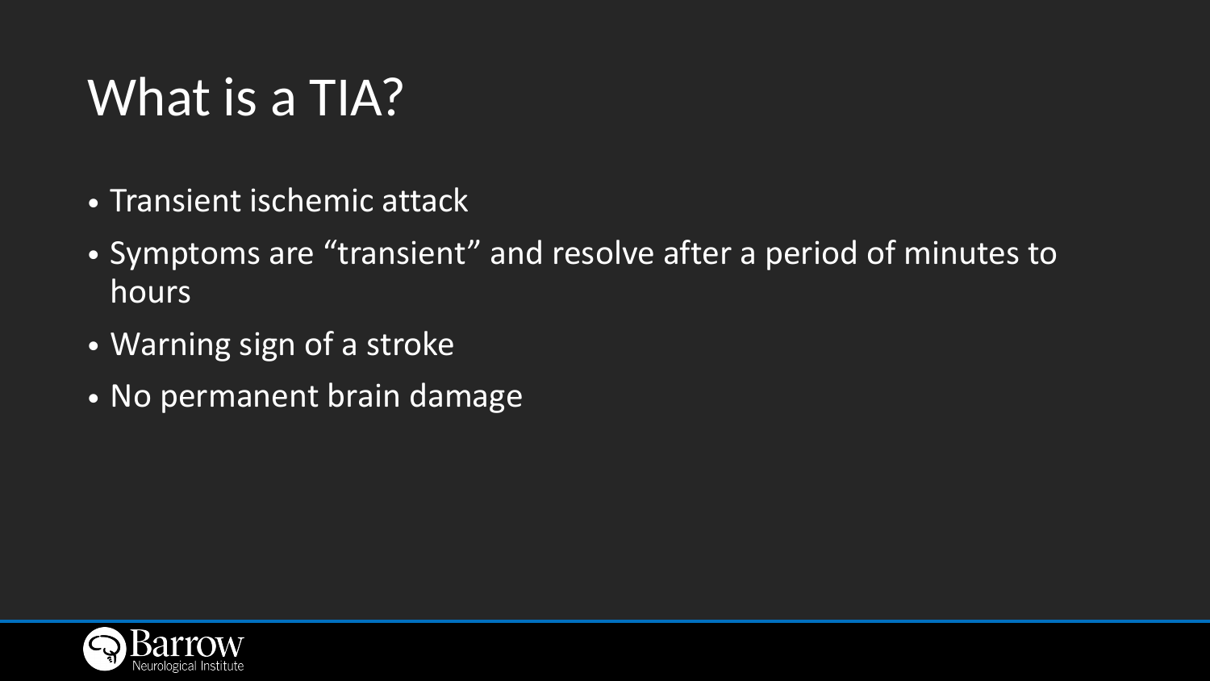# What is a TIA?

- Transient ischemic attack
- Symptoms are “transient” and resolve after a period of minutes to hours
- Warning sign of a stroke
- No permanent brain damage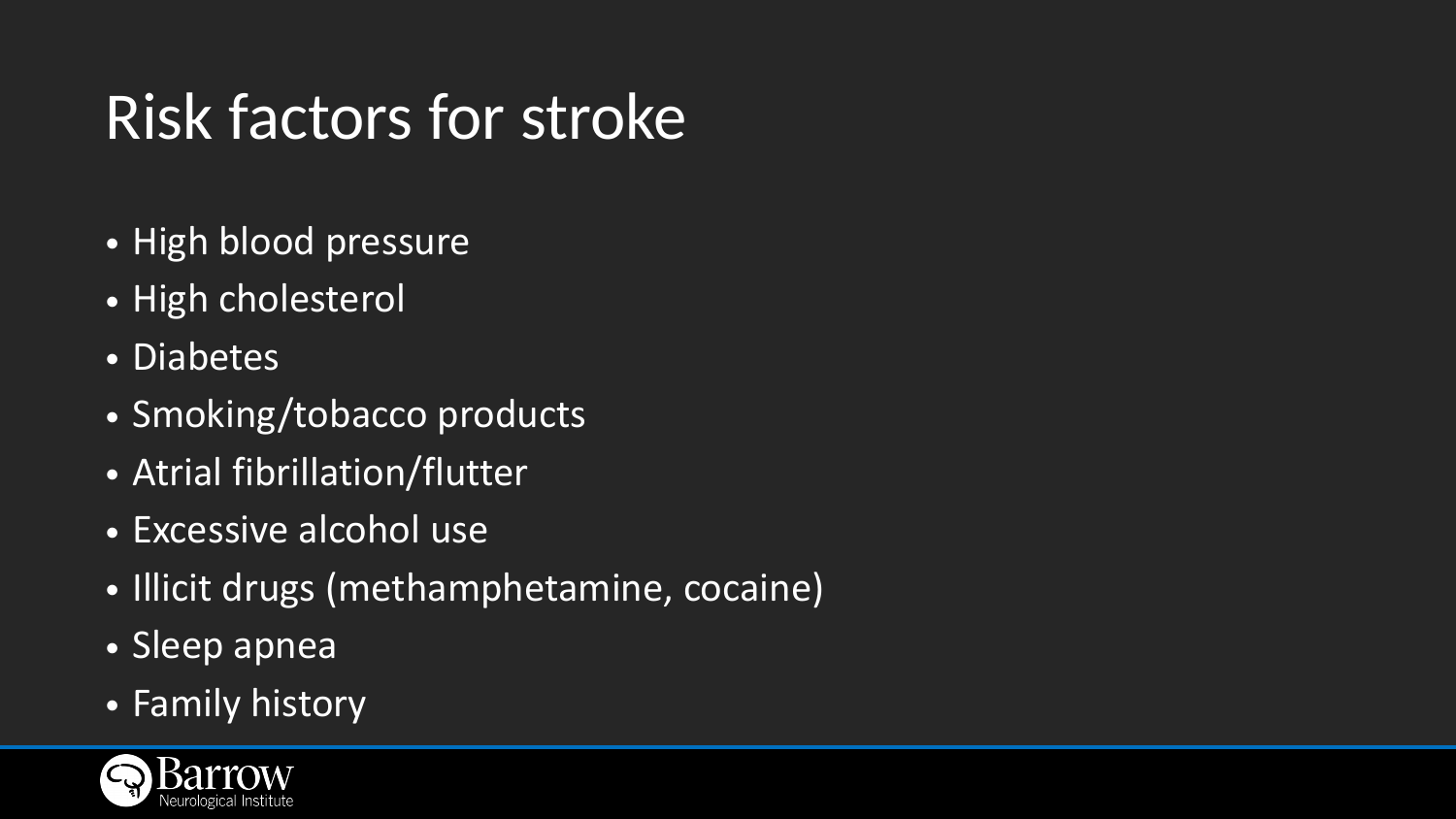# Risk factors for stroke

- High blood pressure
- High cholesterol
- Diabetes
- Smoking/tobacco products
- Atrial fibrillation/flutter
- Excessive alcohol use
- Illicit drugs (methamphetamine, cocaine)
- Sleep apnea
- Family history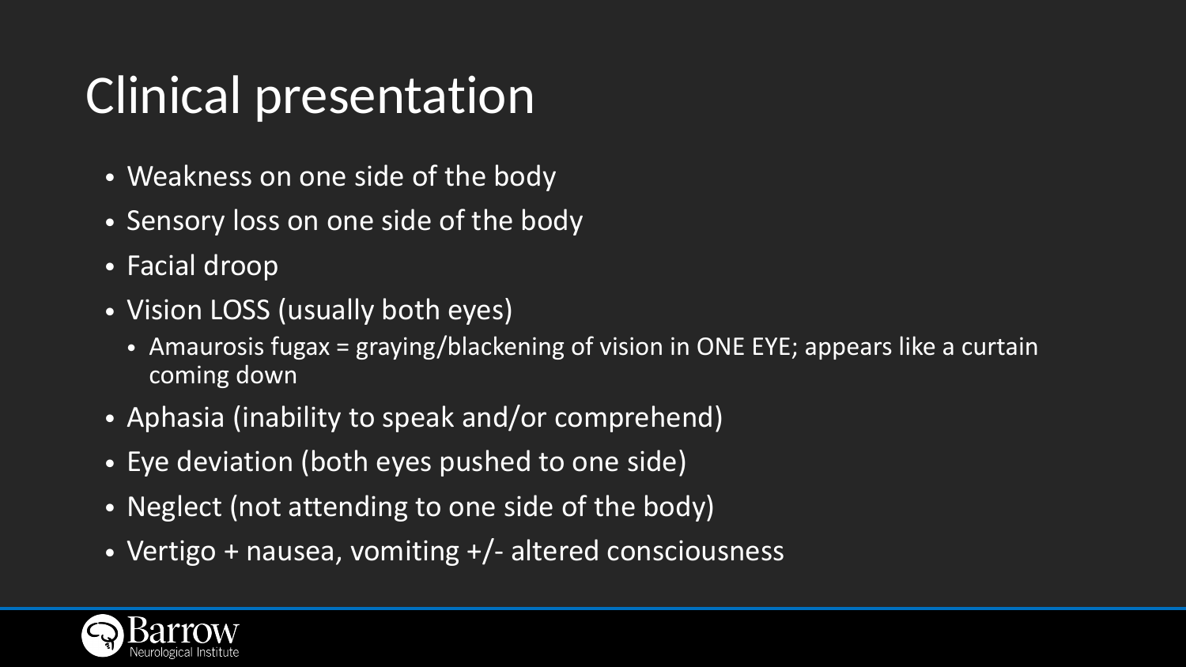# Clinical presentation

- Weakness on one side of the body
- Sensory loss on one side of the body
- Facial droop
- Vision LOSS (usually both eyes)
  - Amaurosis fugax = graying/blackening of vision in ONE EYE; appears like a curtain coming down
- Aphasia (inability to speak and/or comprehend)
- Eye deviation (both eyes pushed to one side)
- Neglect (not attending to one side of the body)
- Vertigo + nausea, vomiting +/- altered consciousness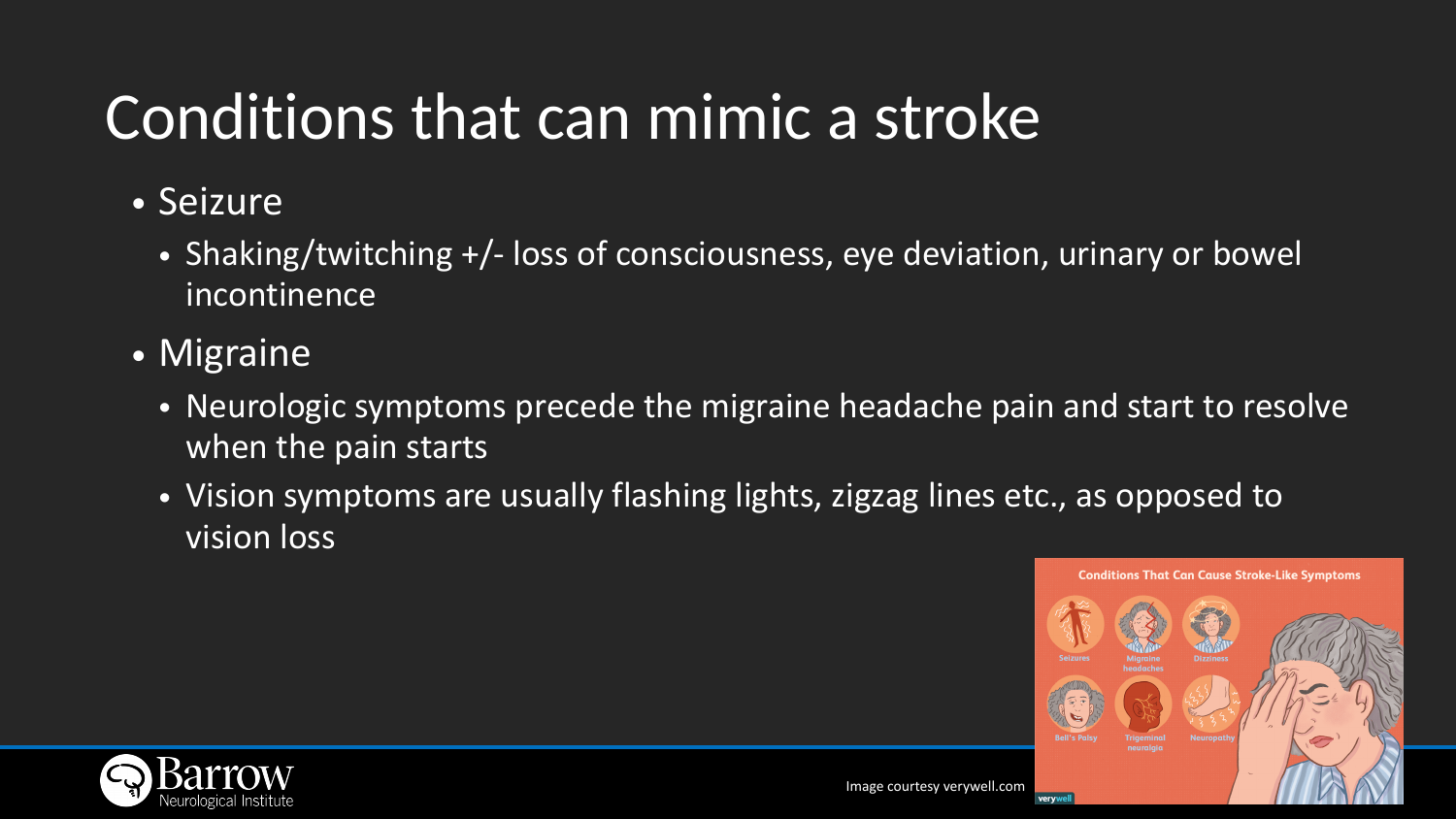# Conditions that can mimic a stroke

- Seizure
  - Shaking/twitching +/- loss of consciousness, eye deviation, urinary or bowel incontinence
- Migraine
  - Neurologic symptoms precede the migraine headache pain and start to resolve when the pain starts
  - Vision symptoms are usually flashing lights, zigzag lines etc., as opposed to vision loss

Image courtesy verywell.com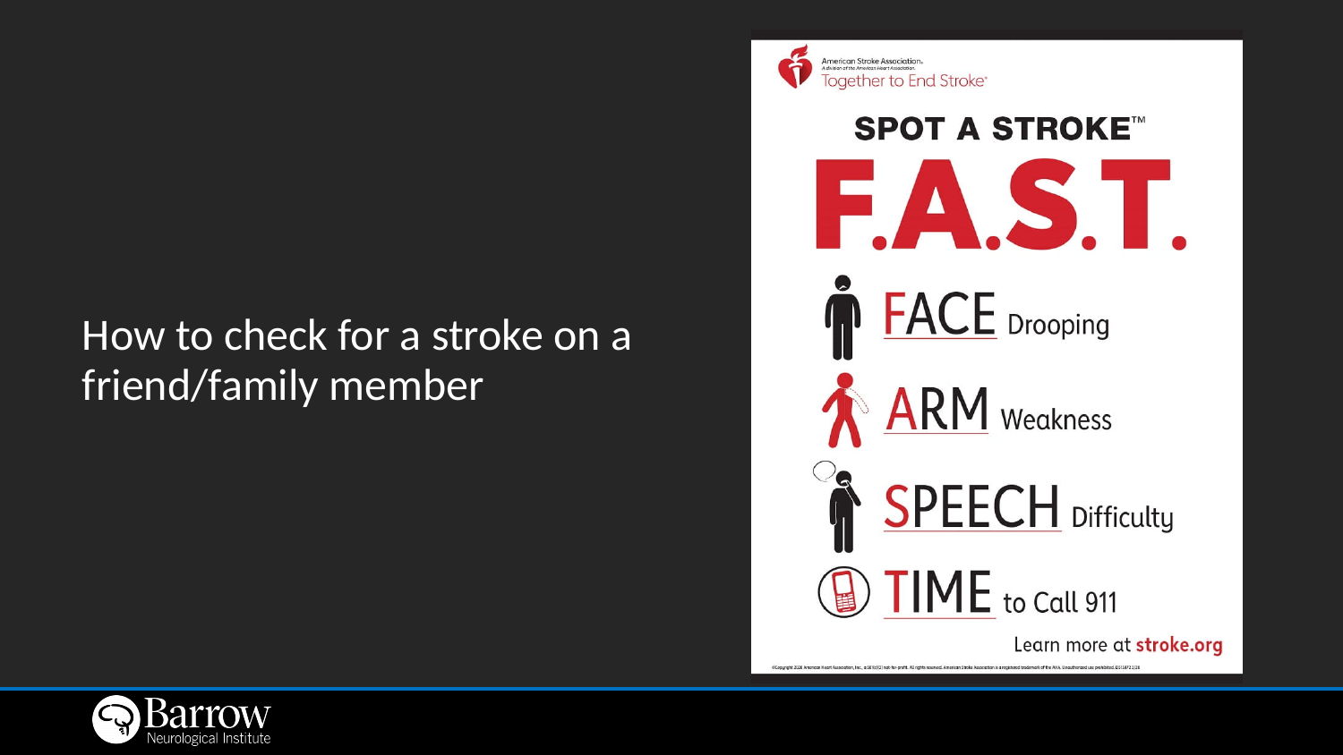How to check for a stroke on a friend/family member

American Stroke Association.
A division of the American Heart Association.
Together to End Stroke

# SPOT A STROKE™

# F.A.S.T.

**FACE** Drooping

**ARM** Weakness

**SPEECH** Difficulty

**TIME** to Call 911

Learn more at **stroke.org**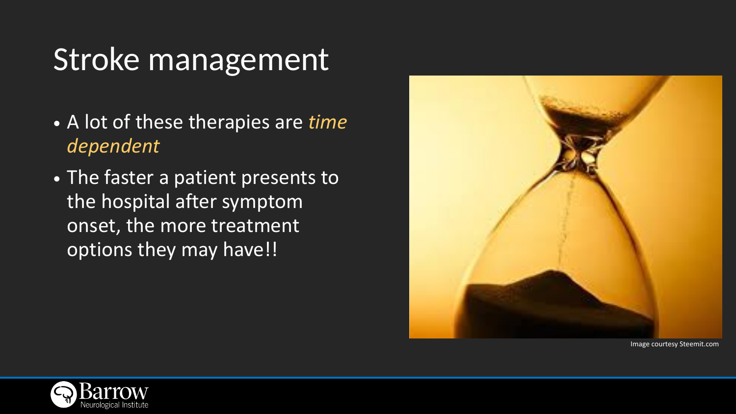# Stroke management

- A lot of these therapies are *time dependent*
- The faster a patient presents to the hospital after symptom onset, the more treatment options they may have!!

Image courtesy Steemit.com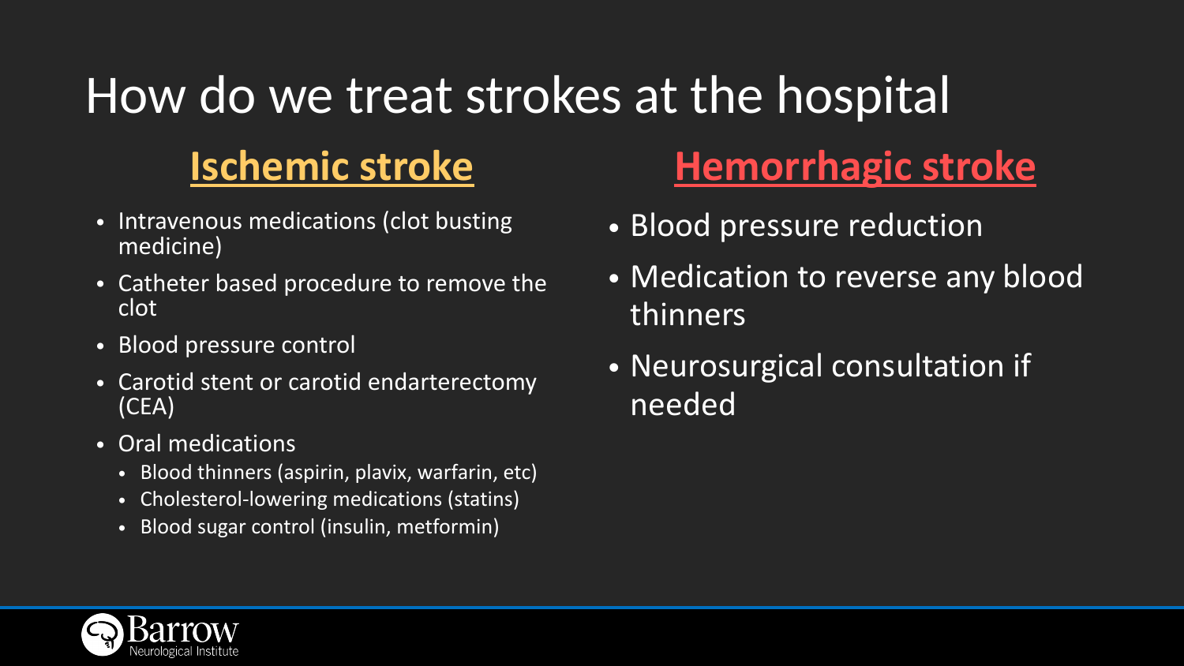# How do we treat strokes at the hospital

## Ischemic stroke

- Intravenous medications (clot busting medicine)
- Catheter based procedure to remove the clot
- Blood pressure control
- Carotid stent or carotid endarterectomy (CEA)
- Oral medications
  - Blood thinners (aspirin, plavix, warfarin, etc)
  - Cholesterol-lowering medications (statins)
  - Blood sugar control (insulin, metformin)

## Hemorrhagic stroke

- Blood pressure reduction
- Medication to reverse any blood thinners
- Neurosurgical consultation if needed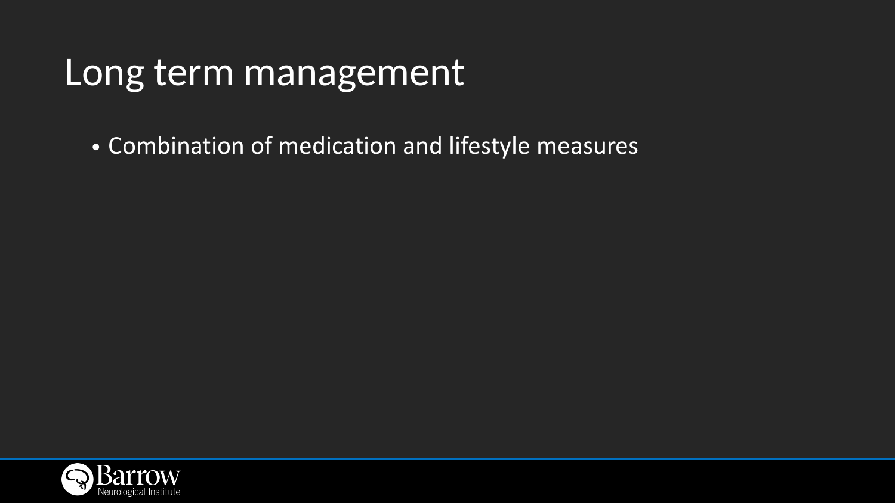# Long term management

- Combination of medication and lifestyle measures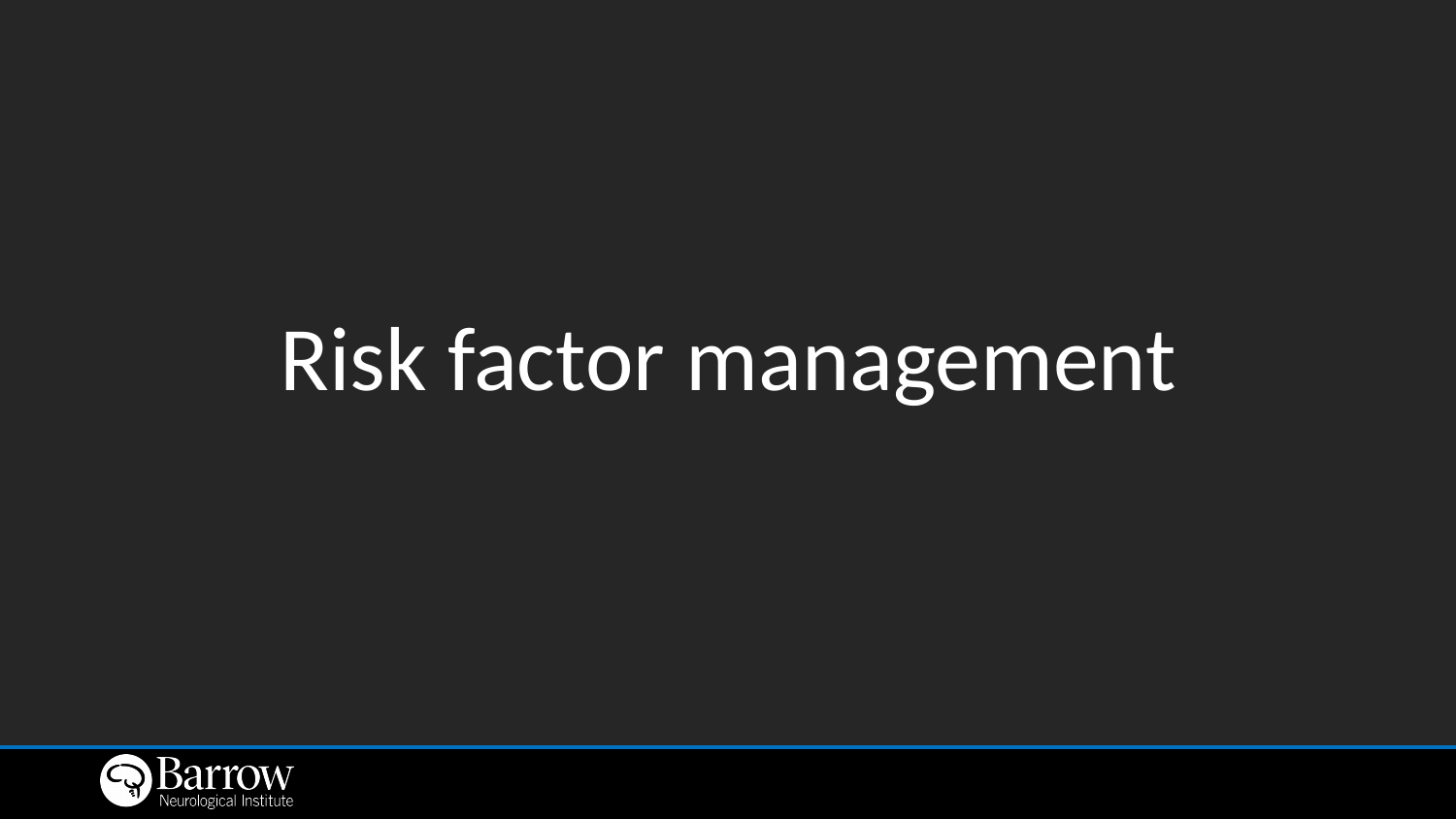# Risk factor management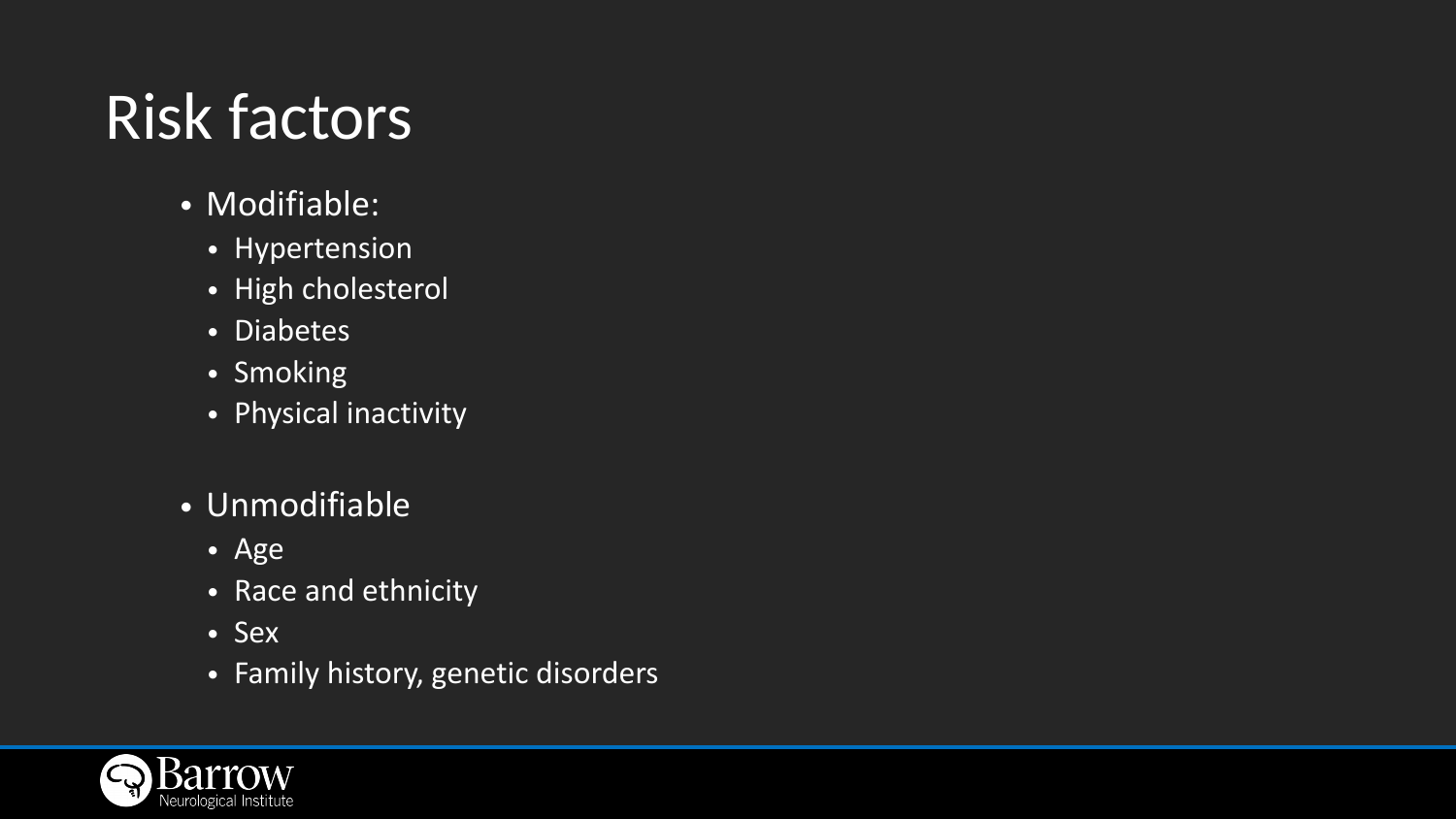# Risk factors

- Modifiable:
  - Hypertension
  - High cholesterol
  - Diabetes
  - Smoking
  - Physical inactivity

- Unmodifiable
  - Age
  - Race and ethnicity
  - Sex
  - Family history, genetic disorders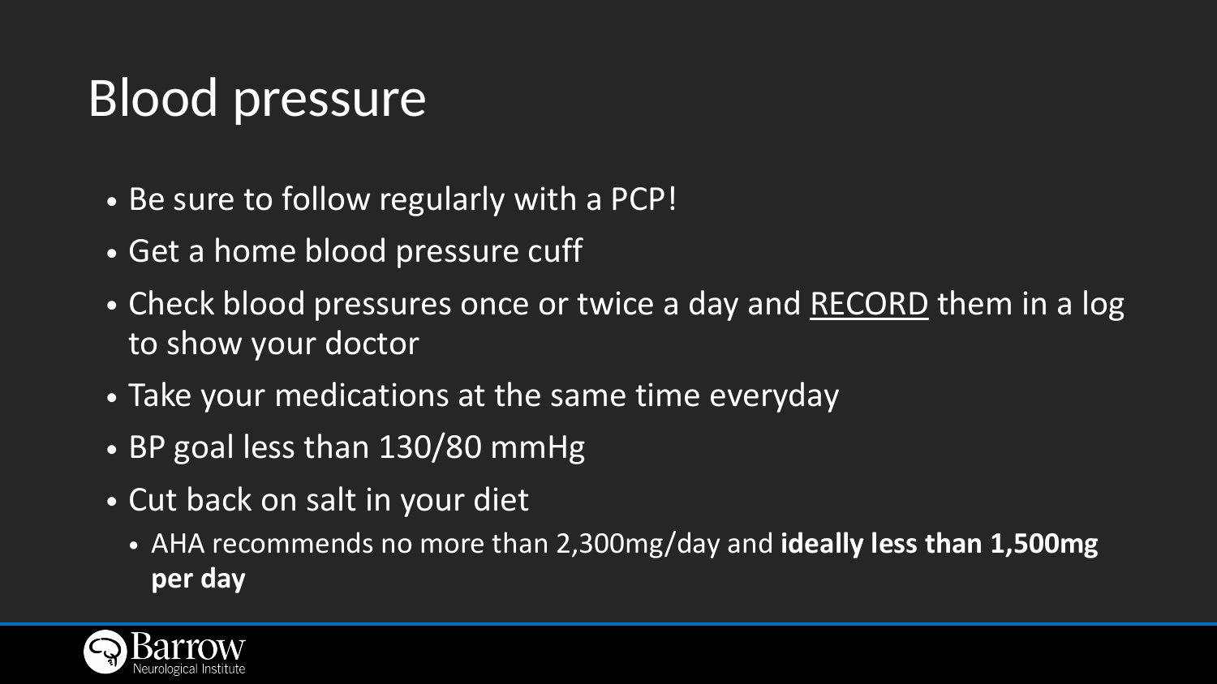# Blood pressure

- Be sure to follow regularly with a PCP!
- Get a home blood pressure cuff
- Check blood pressures once or twice a day and <u>RECORD</u> them in a log to show your doctor
- Take your medications at the same time everyday
- BP goal less than 130/80 mmHg
- Cut back on salt in your diet
  - AHA recommends no more than 2,300mg/day and **ideally less than 1,500mg per day**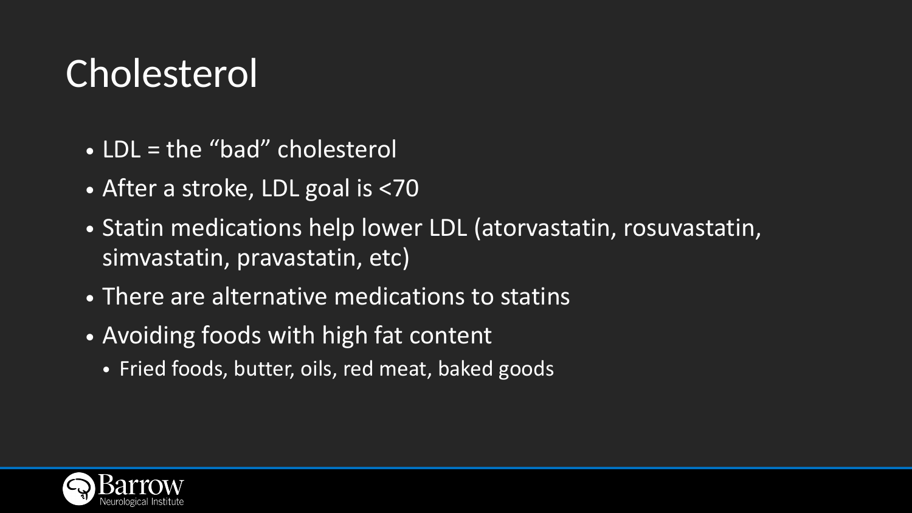# Cholesterol

- LDL = the “bad” cholesterol
- After a stroke, LDL goal is <70
- Statin medications help lower LDL (atorvastatin, rosuvastatin, simvastatin, pravastatin, etc)
- There are alternative medications to statins
- Avoiding foods with high fat content
  - Fried foods, butter, oils, red meat, baked goods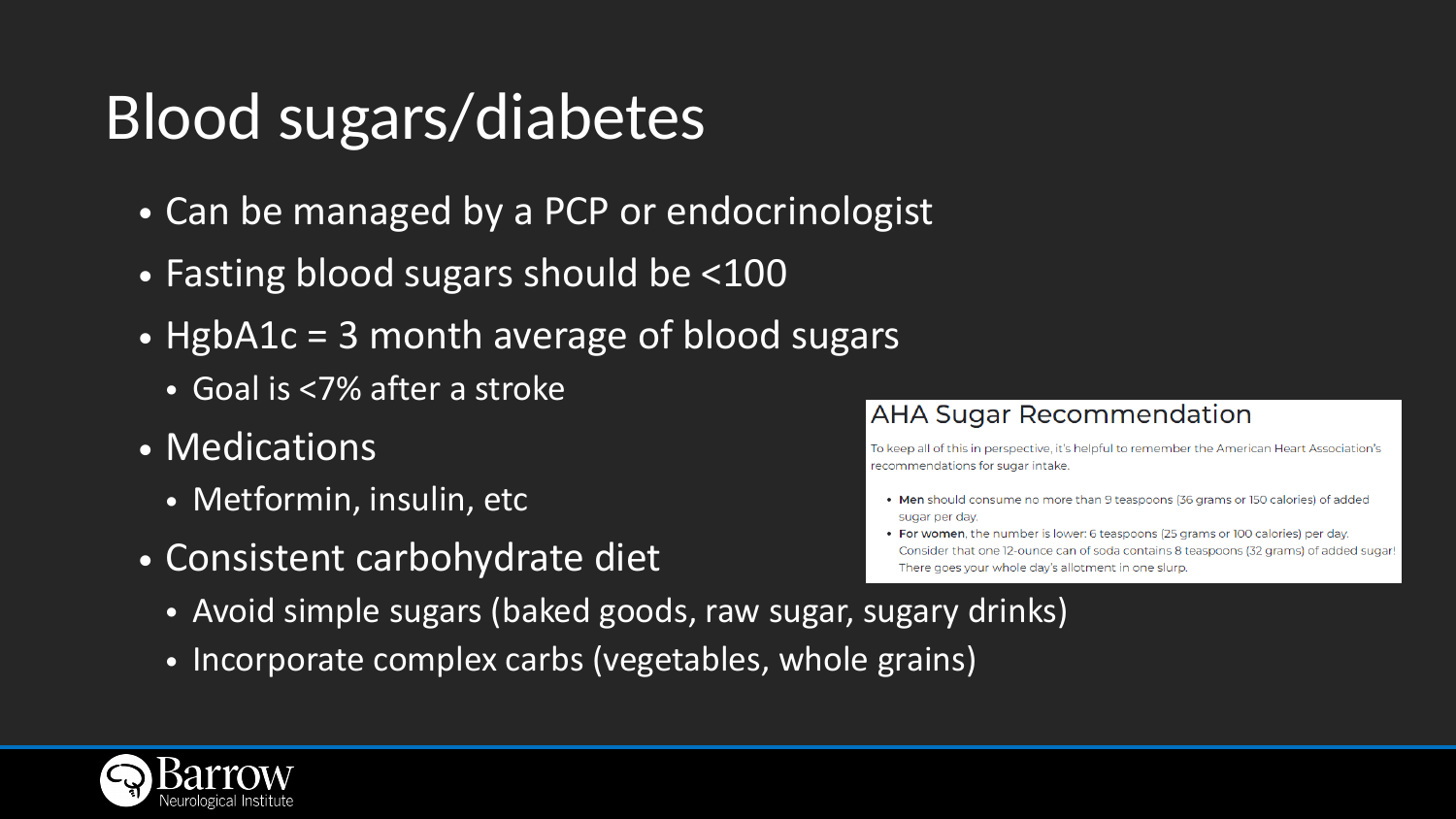# Blood sugars/diabetes

- Can be managed by a PCP or endocrinologist
- Fasting blood sugars should be <100
- HgbA1c = 3 month average of blood sugars
  - Goal is <7% after a stroke
- Medications
  - Metformin, insulin, etc
- Consistent carbohydrate diet
  - Avoid simple sugars (baked goods, raw sugar, sugary drinks)
  - Incorporate complex carbs (vegetables, whole grains)

## AHA Sugar Recommendation

To keep all of this in perspective, it's helpful to remember the American Heart Association's recommendations for sugar intake.

- **Men** should consume no more than 9 teaspoons (36 grams or 150 calories) of added sugar per day.
- **For women**, the number is lower: 6 teaspoons (25 grams or 100 calories) per day. Consider that one 12-ounce can of soda contains 8 teaspoons (32 grams) of added sugar! There goes your whole day's allotment in one slurp.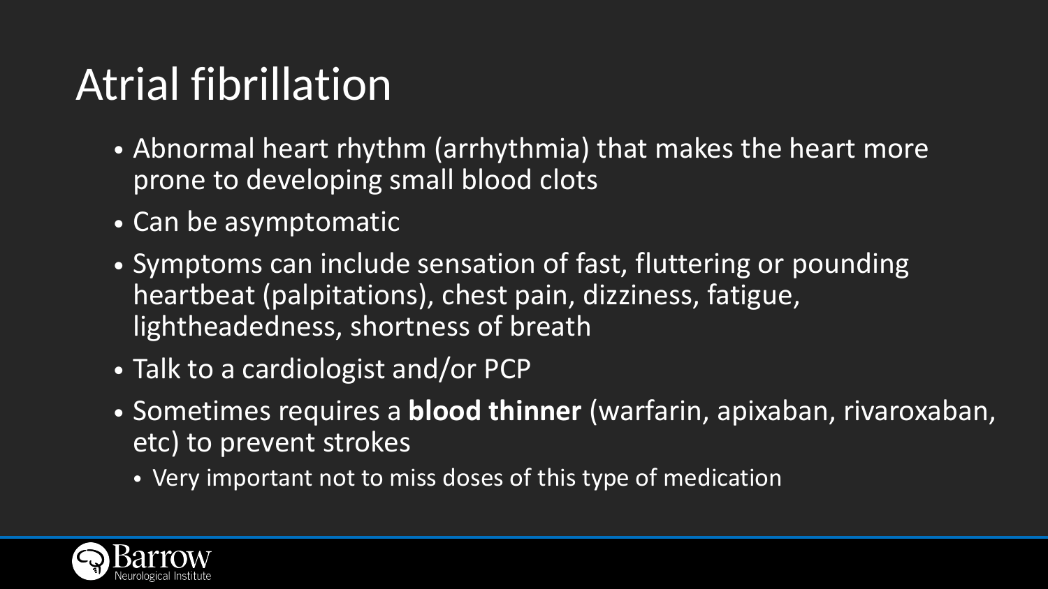# Atrial fibrillation

- Abnormal heart rhythm (arrhythmia) that makes the heart more prone to developing small blood clots
- Can be asymptomatic
- Symptoms can include sensation of fast, fluttering or pounding heartbeat (palpitations), chest pain, dizziness, fatigue, lightheadedness, shortness of breath
- Talk to a cardiologist and/or PCP
- Sometimes requires a **blood thinner** (warfarin, apixaban, rivaroxaban, etc) to prevent strokes
  - Very important not to miss doses of this type of medication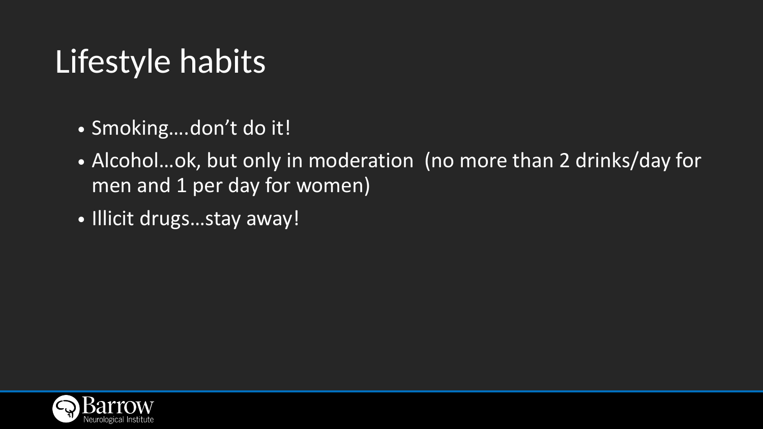# Lifestyle habits

- Smoking….don't do it!
- Alcohol…ok, but only in moderation (no more than 2 drinks/day for men and 1 per day for women)
- Illicit drugs…stay away!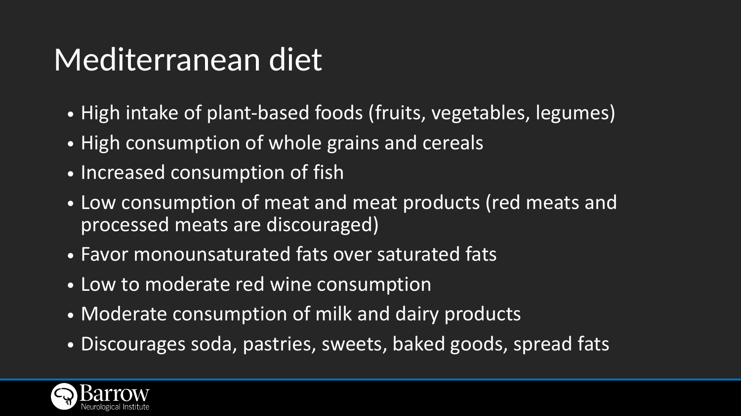# Mediterranean diet

- High intake of plant-based foods (fruits, vegetables, legumes)
- High consumption of whole grains and cereals
- Increased consumption of fish
- Low consumption of meat and meat products (red meats and processed meats are discouraged)
- Favor monounsaturated fats over saturated fats
- Low to moderate red wine consumption
- Moderate consumption of milk and dairy products
- Discourages soda, pastries, sweets, baked goods, spread fats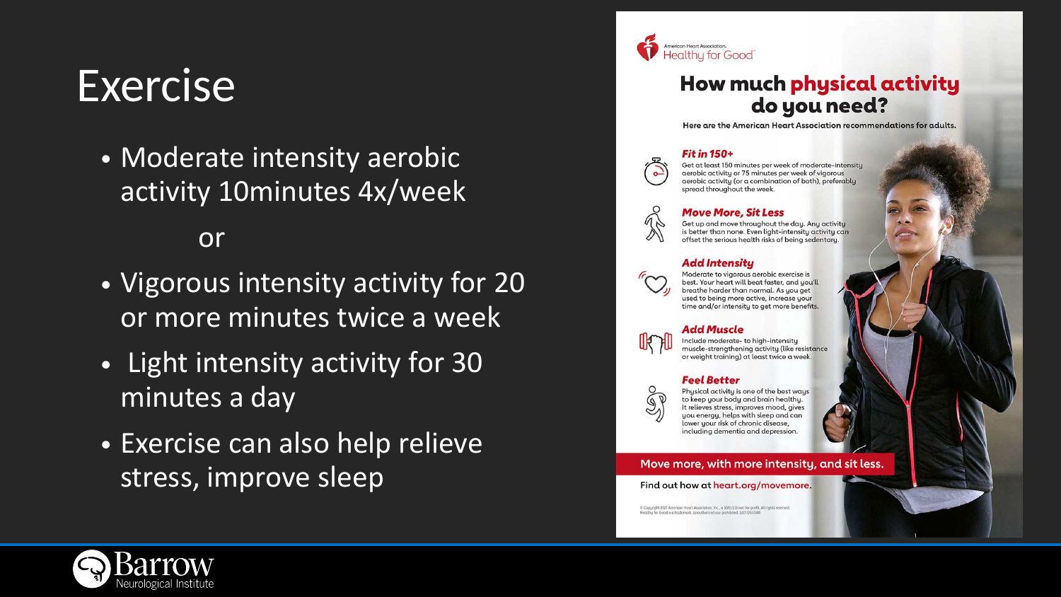# Exercise

- Moderate intensity aerobic activity 10minutes 4x/week

  or

- Vigorous intensity activity for 20 or more minutes twice a week
- Light intensity activity for 30 minutes a day
- Exercise can also help relieve stress, improve sleep

American Heart Association. Healthy for Good™

## How much **physical activity** do you need?

Here are the American Heart Association recommendations for adults.

***Fit in 150+***

Get at **least** 150 minutes per week of moderate-intensity aerobic activity or 75 minutes per week of vigorous aerobic activity (or a combination of both), preferably spread throughout the week.

***Move More, Sit Less***

Get up and move throughout the day. Any activity is better than none. Even light-intensity activity can offset the serious health risks of being sedentary.

***Add Intensity***

Moderate to vigorous aerobic exercise is best. Your heart will beat faster, and you'll breathe harder than normal. As you get used to being more active, increase your time and/or intensity to get more benefits.

***Add Muscle***

Include moderate- to high-intensity muscle-strengthening activity (like resistance or weight training) at least twice a week.

***Feel Better***

Physical activity is one of the best ways to keep your body and brain healthy. It relieves stress, improves mood, gives you energy, helps with sleep and can lower your risk of chronic disease, including dementia and depression.

**Move more, with more intensity, and sit less.**

Find out how at heart.org/movemore.

© Copyright 2021 American Heart Association, Inc., a 501(c)(3) not-for-profit. All rights reserved. Healthy for Good is a trademark. Unauthorized use prohibited.

Barrow Neurological Institute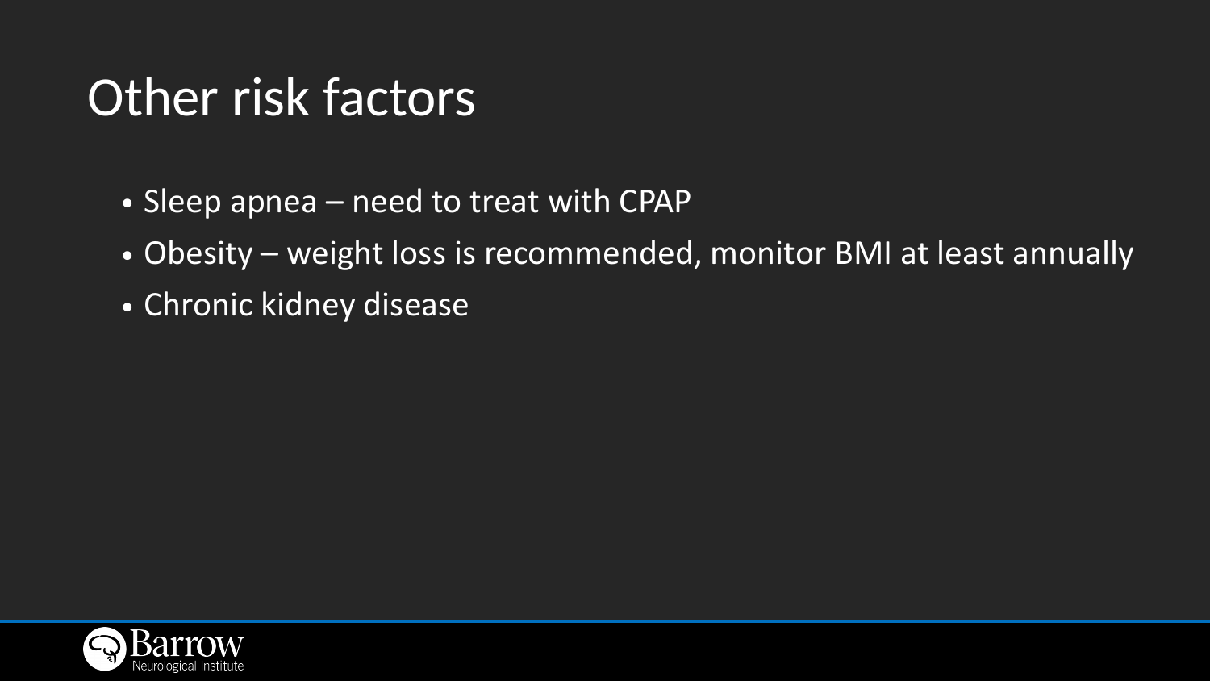# Other risk factors

- Sleep apnea – need to treat with CPAP
- Obesity – weight loss is recommended, monitor BMI at least annually
- Chronic kidney disease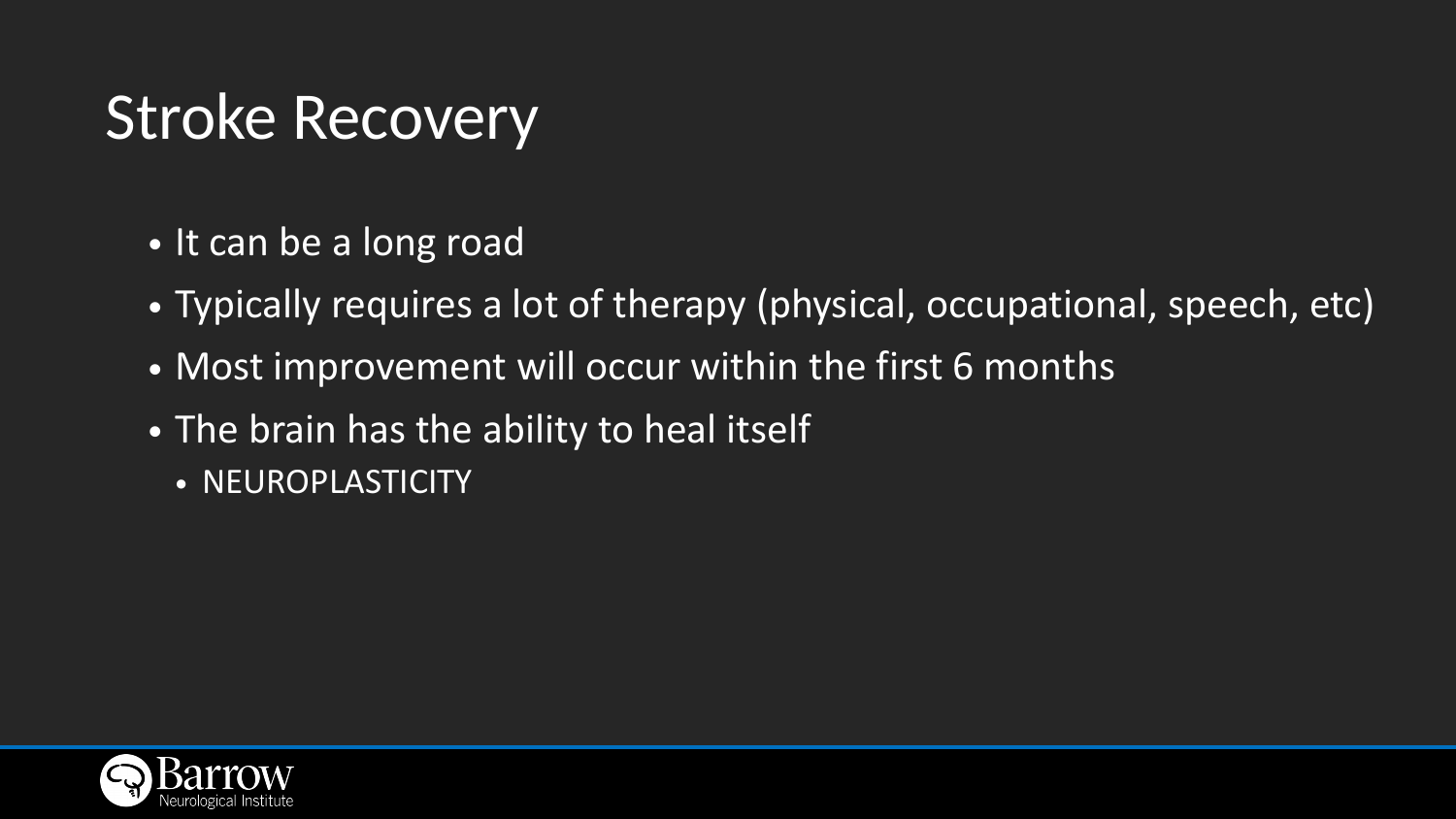# Stroke Recovery

- It can be a long road
- Typically requires a lot of therapy (physical, occupational, speech, etc)
- Most improvement will occur within the first 6 months
- The brain has the ability to heal itself
  - NEUROPLASTICITY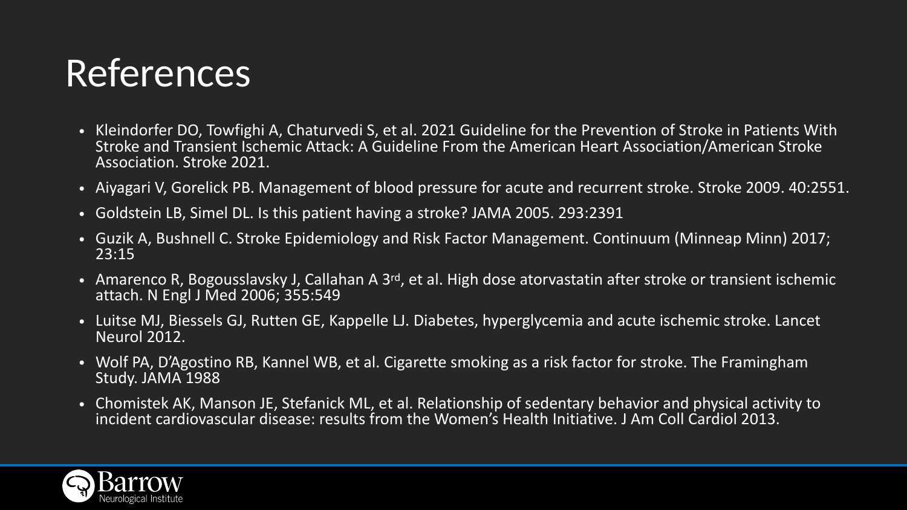# References

- Kleindorfer DO, Towfighi A, Chaturvedi S, et al. 2021 Guideline for the Prevention of Stroke in Patients With Stroke and Transient Ischemic Attack: A Guideline From the American Heart Association/American Stroke Association. Stroke 2021.
- Aiyagari V, Gorelick PB. Management of blood pressure for acute and recurrent stroke. Stroke 2009. 40:2551.
- Goldstein LB, Simel DL. Is this patient having a stroke? JAMA 2005. 293:2391
- Guzik A, Bushnell C. Stroke Epidemiology and Risk Factor Management. Continuum (Minneap Minn) 2017; 23:15
- Amarenco R, Bogousslavsky J, Callahan A 3rd, et al. High dose atorvastatin after stroke or transient ischemic attach. N Engl J Med 2006; 355:549
- Luitse MJ, Biessels GJ, Rutten GE, Kappelle LJ. Diabetes, hyperglycemia and acute ischemic stroke. Lancet Neurol 2012.
- Wolf PA, D'Agostino RB, Kannel WB, et al. Cigarette smoking as a risk factor for stroke. The Framingham Study. JAMA 1988
- Chomistek AK, Manson JE, Stefanick ML, et al. Relationship of sedentary behavior and physical activity to incident cardiovascular disease: results from the Women's Health Initiative. J Am Coll Cardiol 2013.